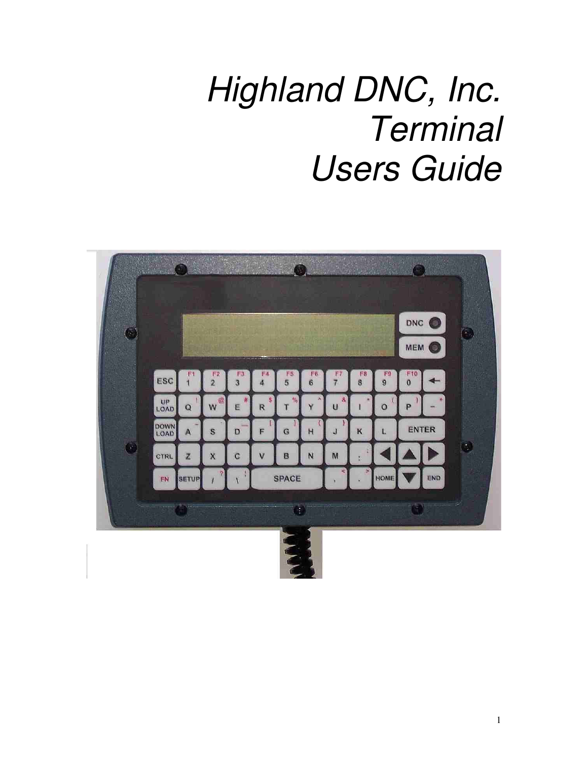# *Highland DNC, Inc.*
# *Terminal*
# *Users Guide*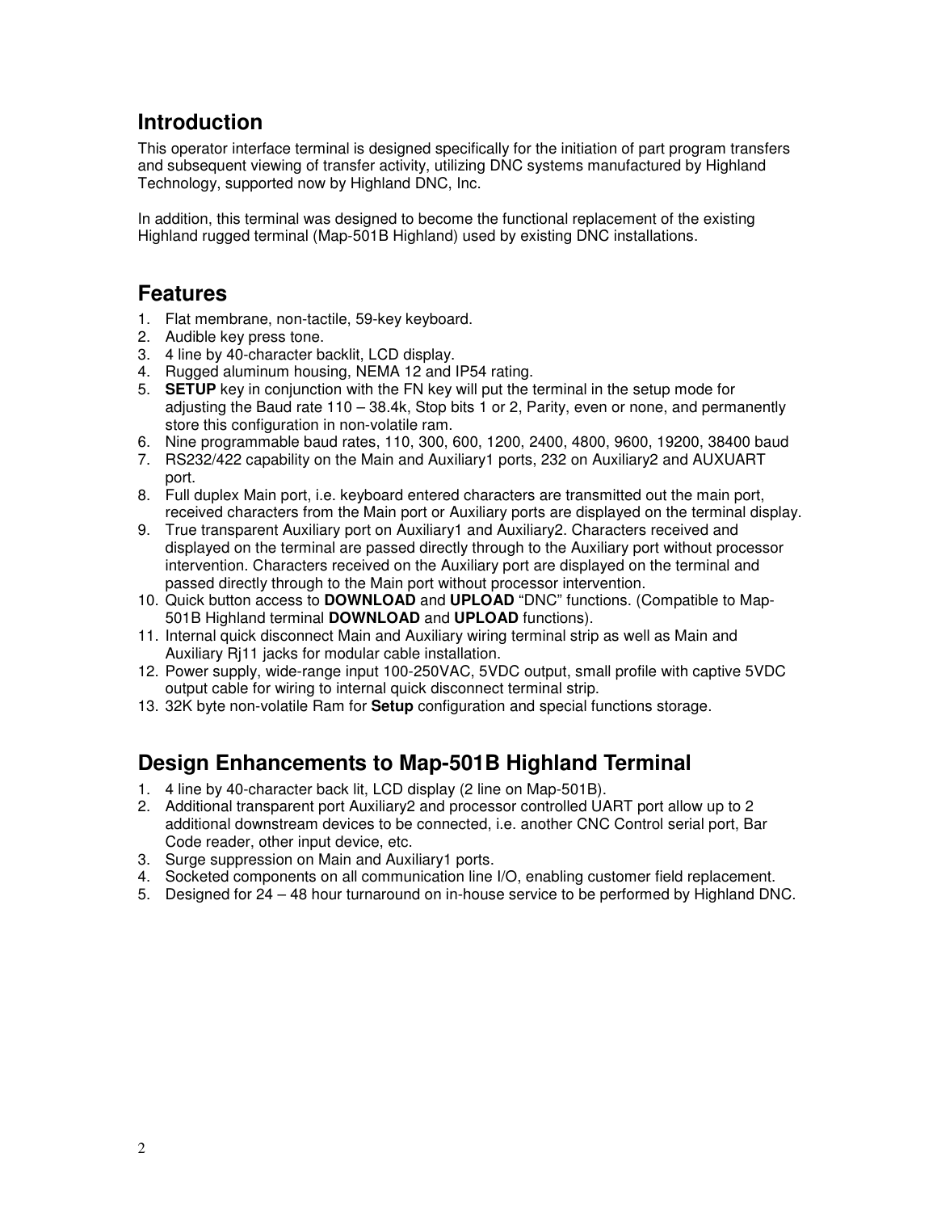## Introduction

This operator interface terminal is designed specifically for the initiation of part program transfers and subsequent viewing of transfer activity, utilizing DNC systems manufactured by Highland Technology, supported now by Highland DNC, Inc.

In addition, this terminal was designed to become the functional replacement of the existing Highland rugged terminal (Map-501B Highland) used by existing DNC installations.

## Features

1. Flat membrane, non-tactile, 59-key keyboard.
2. Audible key press tone.
3. 4 line by 40-character backlit, LCD display.
4. Rugged aluminum housing, NEMA 12 and IP54 rating.
5. **SETUP** key in conjunction with the FN key will put the terminal in the setup mode for adjusting the Baud rate 110 – 38.4k, Stop bits 1 or 2, Parity, even or none, and permanently store this configuration in non-volatile ram.
6. Nine programmable baud rates, 110, 300, 600, 1200, 2400, 4800, 9600, 19200, 38400 baud
7. RS232/422 capability on the Main and Auxiliary1 ports, 232 on Auxiliary2 and AUXUART port.
8. Full duplex Main port, i.e. keyboard entered characters are transmitted out the main port, received characters from the Main port or Auxiliary ports are displayed on the terminal display.
9. True transparent Auxiliary port on Auxiliary1 and Auxiliary2. Characters received and displayed on the terminal are passed directly through to the Auxiliary port without processor intervention. Characters received on the Auxiliary port are displayed on the terminal and passed directly through to the Main port without processor intervention.
10. Quick button access to **DOWNLOAD** and **UPLOAD** "DNC" functions. (Compatible to Map-501B Highland terminal **DOWNLOAD** and **UPLOAD** functions).
11. Internal quick disconnect Main and Auxiliary wiring terminal strip as well as Main and Auxiliary Rj11 jacks for modular cable installation.
12. Power supply, wide-range input 100-250VAC, 5VDC output, small profile with captive 5VDC output cable for wiring to internal quick disconnect terminal strip.
13. 32K byte non-volatile Ram for **Setup** configuration and special functions storage.

## Design Enhancements to Map-501B Highland Terminal

1. 4 line by 40-character back lit, LCD display (2 line on Map-501B).
2. Additional transparent port Auxiliary2 and processor controlled UART port allow up to 2 additional downstream devices to be connected, i.e. another CNC Control serial port, Bar Code reader, other input device, etc.
3. Surge suppression on Main and Auxiliary1 ports.
4. Socketed components on all communication line I/O, enabling customer field replacement.
5. Designed for 24 – 48 hour turnaround on in-house service to be performed by Highland DNC.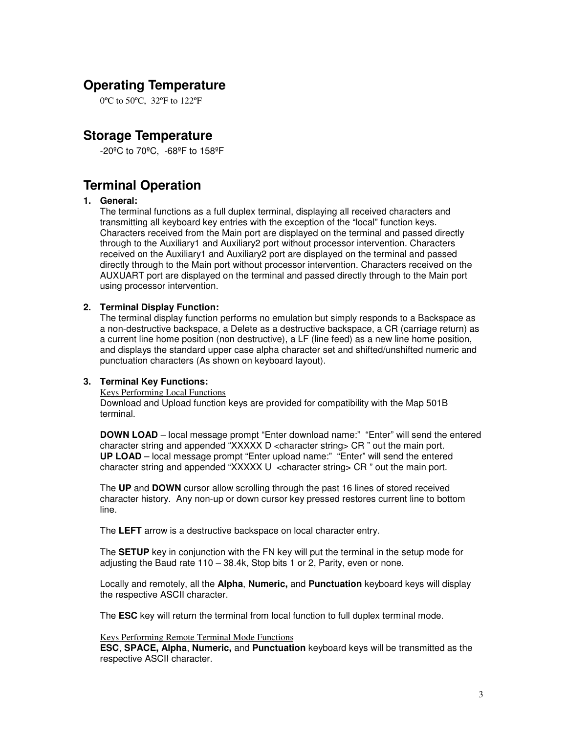## Operating Temperature

0ºC to 50ºC, 32ºF to 122ºF

## Storage Temperature

-20ºC to 70ºC, -68ºF to 158ºF

## Terminal Operation

1. **General:**
   The terminal functions as a full duplex terminal, displaying all received characters and transmitting all keyboard key entries with the exception of the "local" function keys. Characters received from the Main port are displayed on the terminal and passed directly through to the Auxiliary1 and Auxiliary2 port without processor intervention. Characters received on the Auxiliary1 and Auxiliary2 port are displayed on the terminal and passed directly through to the Main port without processor intervention. Characters received on the AUXUART port are displayed on the terminal and passed directly through to the Main port using processor intervention.

2. **Terminal Display Function:**
   The terminal display function performs no emulation but simply responds to a Backspace as a non-destructive backspace, a Delete as a destructive backspace, a CR (carriage return) as a current line home position (non destructive), a LF (line feed) as a new line home position, and displays the standard upper case alpha character set and shifted/unshifted numeric and punctuation characters (As shown on keyboard layout).

3. **Terminal Key Functions:**
   <u>Keys Performing Local Functions</u>
   Download and Upload function keys are provided for compatibility with the Map 501B terminal.

   **DOWN LOAD** – local message prompt "Enter download name:" "Enter" will send the entered character string and appended "XXXXX D <character string> CR " out the main port.
   **UP LOAD** – local message prompt "Enter upload name:" "Enter" will send the entered character string and appended "XXXXX U <character string> CR " out the main port.

   The **UP** and **DOWN** cursor allow scrolling through the past 16 lines of stored received character history. Any non-up or down cursor key pressed restores current line to bottom line.

   The **LEFT** arrow is a destructive backspace on local character entry.

   The **SETUP** key in conjunction with the FN key will put the terminal in the setup mode for adjusting the Baud rate 110 – 38.4k, Stop bits 1 or 2, Parity, even or none.

   Locally and remotely, all the **Alpha**, **Numeric,** and **Punctuation** keyboard keys will display the respective ASCII character.

   The **ESC** key will return the terminal from local function to full duplex terminal mode.

   <u>Keys Performing Remote Terminal Mode Functions</u>
   **ESC**, **SPACE, Alpha**, **Numeric,** and **Punctuation** keyboard keys will be transmitted as the respective ASCII character.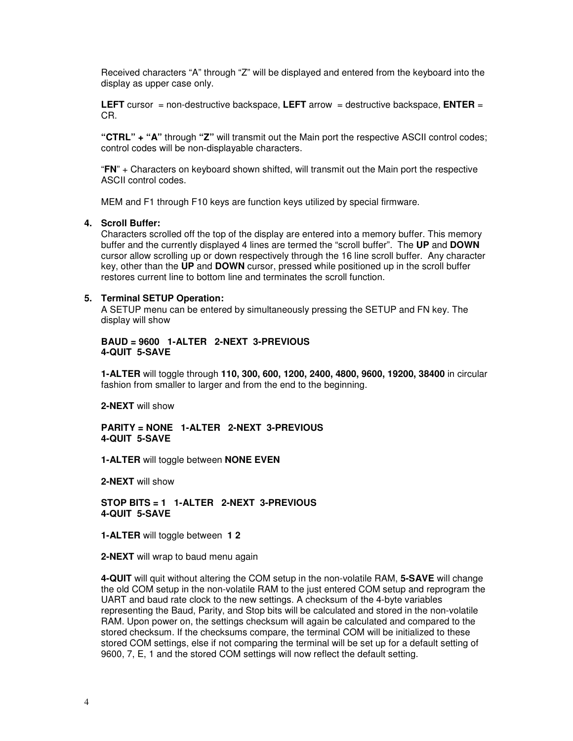Received characters "A" through "Z" will be displayed and entered from the keyboard into the display as upper case only.

**LEFT** cursor = non-destructive backspace, **LEFT** arrow = destructive backspace, **ENTER** = CR.

**"CTRL" + "A"** through **"Z"** will transmit out the Main port the respective ASCII control codes; control codes will be non-displayable characters.

"**FN**" + Characters on keyboard shown shifted, will transmit out the Main port the respective ASCII control codes.

MEM and F1 through F10 keys are function keys utilized by special firmware.

**4. Scroll Buffer:**

Characters scrolled off the top of the display are entered into a memory buffer. This memory buffer and the currently displayed 4 lines are termed the "scroll buffer". The **UP** and **DOWN** cursor allow scrolling up or down respectively through the 16 line scroll buffer. Any character key, other than the **UP** and **DOWN** cursor, pressed while positioned up in the scroll buffer restores current line to bottom line and terminates the scroll function.

**5. Terminal SETUP Operation:**

A SETUP menu can be entered by simultaneously pressing the SETUP and FN key. The display will show

**BAUD = 9600 1-ALTER 2-NEXT 3-PREVIOUS**
**4-QUIT 5-SAVE**

**1-ALTER** will toggle through **110, 300, 600, 1200, 2400, 4800, 9600, 19200, 38400** in circular fashion from smaller to larger and from the end to the beginning.

**2-NEXT** will show

**PARITY = NONE 1-ALTER 2-NEXT 3-PREVIOUS**
**4-QUIT 5-SAVE**

**1-ALTER** will toggle between **NONE EVEN**

**2-NEXT** will show

**STOP BITS = 1 1-ALTER 2-NEXT 3-PREVIOUS**
**4-QUIT 5-SAVE**

**1-ALTER** will toggle between **1 2**

**2-NEXT** will wrap to baud menu again

**4-QUIT** will quit without altering the COM setup in the non-volatile RAM, **5-SAVE** will change the old COM setup in the non-volatile RAM to the just entered COM setup and reprogram the UART and baud rate clock to the new settings. A checksum of the 4-byte variables representing the Baud, Parity, and Stop bits will be calculated and stored in the non-volatile RAM. Upon power on, the settings checksum will again be calculated and compared to the stored checksum. If the checksums compare, the terminal COM will be initialized to these stored COM settings, else if not comparing the terminal will be set up for a default setting of 9600, 7, E, 1 and the stored COM settings will now reflect the default setting.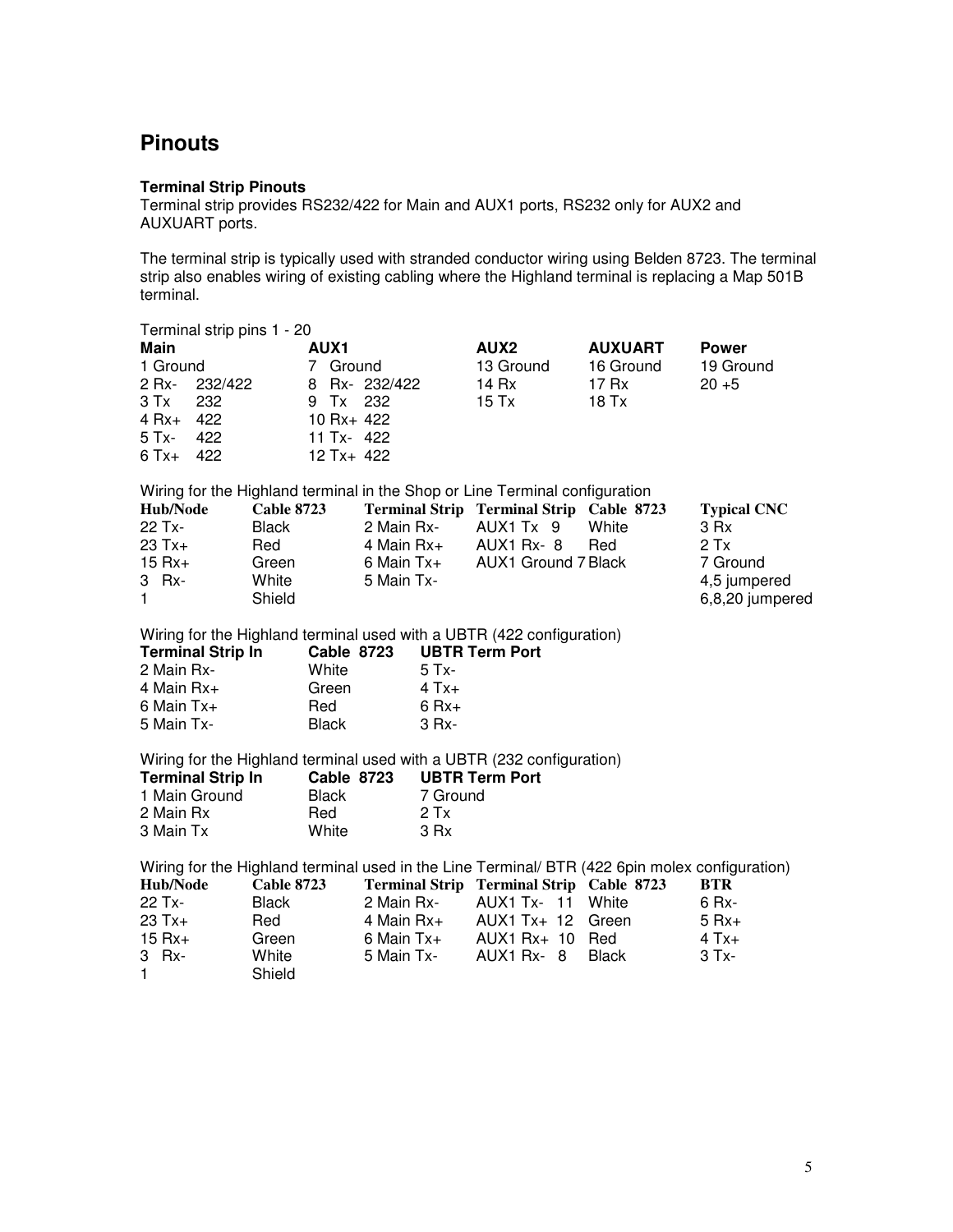# Pinouts

### Terminal Strip Pinouts

Terminal strip provides RS232/422 for Main and AUX1 ports, RS232 only for AUX2 and AUXUART ports.

The terminal strip is typically used with stranded conductor wiring using Belden 8723. The terminal strip also enables wiring of existing cabling where the Highland terminal is replacing a Map 501B terminal.

Terminal strip pins 1 - 20

| Main | AUX1 | AUX2 | AUXUART | Power |
|---|---|---|---|---|
| 1 Ground | 7 Ground | 13 Ground | 16 Ground | 19 Ground |
| 2 Rx- 232/422 | 8 Rx- 232/422 | 14 Rx | 17 Rx | 20 +5 |
| 3 Tx 232 | 9 Tx 232 | 15 Tx | 18 Tx | |
| 4 Rx+ 422 | 10 Rx+ 422 | | | |
| 5 Tx- 422 | 11 Tx- 422 | | | |
| 6 Tx+ 422 | 12 Tx+ 422 | | | |

Wiring for the Highland terminal in the Shop or Line Terminal configuration

| Hub/Node | Cable 8723 | Terminal Strip | Terminal Strip | Cable 8723 | Typical CNC |
|---|---|---|---|---|---|
| 22 Tx- | Black | 2 Main Rx- | AUX1 Tx 9 | White | 3 Rx |
| 23 Tx+ | Red | 4 Main Rx+ | AUX1 Rx- 8 | Red | 2 Tx |
| 15 Rx+ | Green | 6 Main Tx+ | AUX1 Ground 7 | Black | 7 Ground |
| 3 Rx- | White | 5 Main Tx- | | | 4,5 jumpered |
| 1 | Shield | | | | 6,8,20 jumpered |

Wiring for the Highland terminal used with a UBTR (422 configuration)

| Terminal Strip In | Cable 8723 | UBTR Term Port |
|---|---|---|
| 2 Main Rx- | White | 5 Tx- |
| 4 Main Rx+ | Green | 4 Tx+ |
| 6 Main Tx+ | Red | 6 Rx+ |
| 5 Main Tx- | Black | 3 Rx- |

Wiring for the Highland terminal used with a UBTR (232 configuration)

| Terminal Strip In | Cable 8723 | UBTR Term Port |
|---|---|---|
| 1 Main Ground | Black | 7 Ground |
| 2 Main Rx | Red | 2 Tx |
| 3 Main Tx | White | 3 Rx |

Wiring for the Highland terminal used in the Line Terminal/ BTR (422 6pin molex configuration)

| Hub/Node | Cable 8723 | Terminal Strip | Terminal Strip | Cable 8723 | BTR |
|---|---|---|---|---|---|
| 22 Tx- | Black | 2 Main Rx- | AUX1 Tx- 11 | White | 6 Rx- |
| 23 Tx+ | Red | 4 Main Rx+ | AUX1 Tx+ 12 | Green | 5 Rx+ |
| 15 Rx+ | Green | 6 Main Tx+ | AUX1 Rx+ 10 | Red | 4 Tx+ |
| 3 Rx- | White | 5 Main Tx- | AUX1 Rx- 8 | Black | 3 Tx- |
| 1 | Shield | | | | |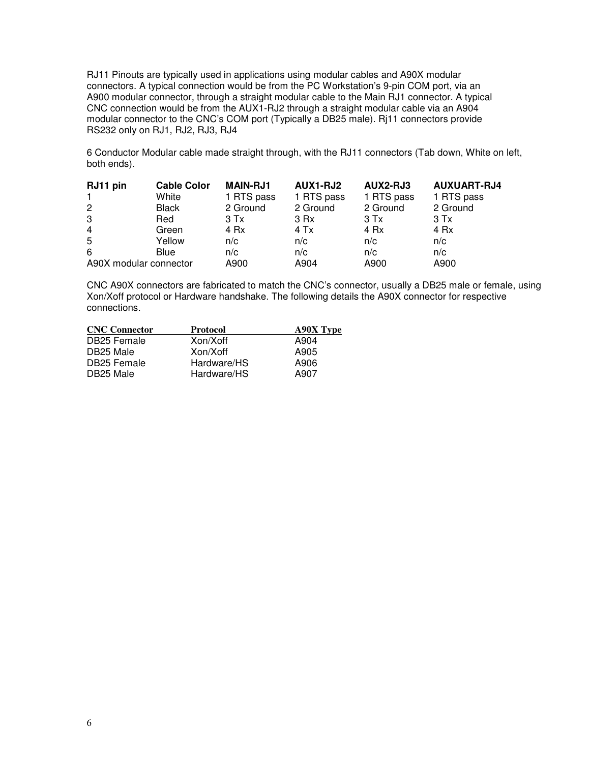RJ11 Pinouts are typically used in applications using modular cables and A90X modular connectors. A typical connection would be from the PC Workstation's 9-pin COM port, via an A900 modular connector, through a straight modular cable to the Main RJ1 connector. A typical CNC connection would be from the AUX1-RJ2 through a straight modular cable via an A904 modular connector to the CNC's COM port (Typically a DB25 male). Rj11 connectors provide RS232 only on RJ1, RJ2, RJ3, RJ4

6 Conductor Modular cable made straight through, with the RJ11 connectors (Tab down, White on left, both ends).

| RJ11 pin | Cable Color | MAIN-RJ1 | AUX1-RJ2 | AUX2-RJ3 | AUXUART-RJ4 |
|---|---|---|---|---|---|
| 1 | White | 1 RTS pass | 1 RTS pass | 1 RTS pass | 1 RTS pass |
| 2 | Black | 2 Ground | 2 Ground | 2 Ground | 2 Ground |
| 3 | Red | 3 Tx | 3 Rx | 3 Tx | 3 Tx |
| 4 | Green | 4 Rx | 4 Tx | 4 Rx | 4 Rx |
| 5 | Yellow | n/c | n/c | n/c | n/c |
| 6 | Blue | n/c | n/c | n/c | n/c |
| A90X modular connector | | A900 | A904 | A900 | A900 |

CNC A90X connectors are fabricated to match the CNC's connector, usually a DB25 male or female, using Xon/Xoff protocol or Hardware handshake. The following details the A90X connector for respective connections.

| CNC Connector | Protocol | A90X Type |
|---|---|---|
| DB25 Female | Xon/Xoff | A904 |
| DB25 Male | Xon/Xoff | A905 |
| DB25 Female | Hardware/HS | A906 |
| DB25 Male | Hardware/HS | A907 |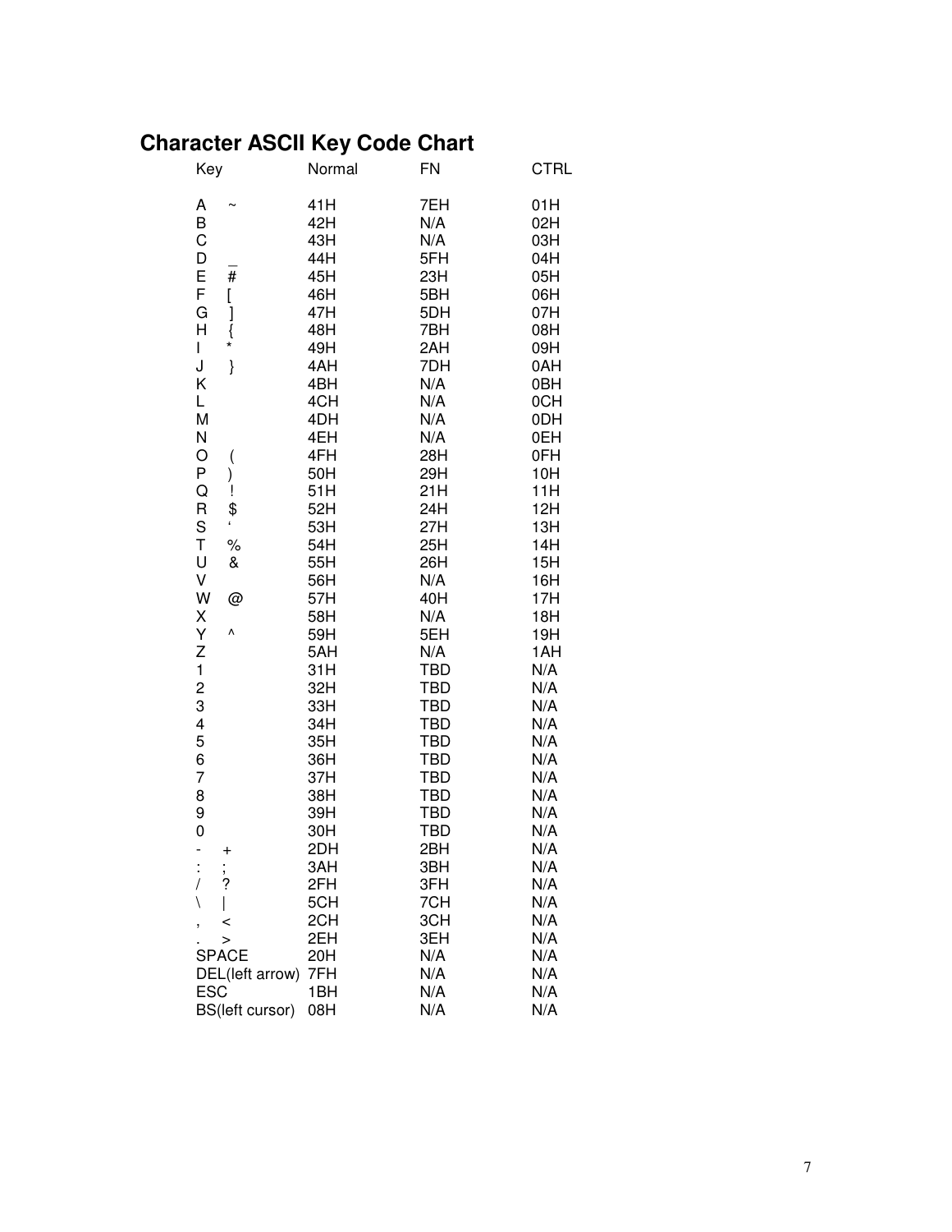## Character ASCII Key Code Chart

| Key | | Normal | FN | CTRL |
|---|---|---|---|---|
| A | ~ | 41H | 7EH | 01H |
| B | | 42H | N/A | 02H |
| C | | 43H | N/A | 03H |
| D | _ | 44H | 5FH | 04H |
| E | # | 45H | 23H | 05H |
| F | [ | 46H | 5BH | 06H |
| G | ] | 47H | 5DH | 07H |
| H | { | 48H | 7BH | 08H |
| I | * | 49H | 2AH | 09H |
| J | } | 4AH | 7DH | 0AH |
| K | | 4BH | N/A | 0BH |
| L | | 4CH | N/A | 0CH |
| M | | 4DH | N/A | 0DH |
| N | | 4EH | N/A | 0EH |
| O | ( | 4FH | 28H | 0FH |
| P | ) | 50H | 29H | 10H |
| Q | ! | 51H | 21H | 11H |
| R | $ | 52H | 24H | 12H |
| S | ‘ | 53H | 27H | 13H |
| T | % | 54H | 25H | 14H |
| U | & | 55H | 26H | 15H |
| V | | 56H | N/A | 16H |
| W | @ | 57H | 40H | 17H |
| X | | 58H | N/A | 18H |
| Y | ^ | 59H | 5EH | 19H |
| Z | | 5AH | N/A | 1AH |
| 1 | | 31H | TBD | N/A |
| 2 | | 32H | TBD | N/A |
| 3 | | 33H | TBD | N/A |
| 4 | | 34H | TBD | N/A |
| 5 | | 35H | TBD | N/A |
| 6 | | 36H | TBD | N/A |
| 7 | | 37H | TBD | N/A |
| 8 | | 38H | TBD | N/A |
| 9 | | 39H | TBD | N/A |
| 0 | | 30H | TBD | N/A |
| - | + | 2DH | 2BH | N/A |
| : | ; | 3AH | 3BH | N/A |
| / | ? | 2FH | 3FH | N/A |
| \ | \| | 5CH | 7CH | N/A |
| , | < | 2CH | 3CH | N/A |
| . | > | 2EH | 3EH | N/A |
| SPACE | | 20H | N/A | N/A |
| DEL(left arrow) | | 7FH | N/A | N/A |
| ESC | | 1BH | N/A | N/A |
| BS(left cursor) | | 08H | N/A | N/A |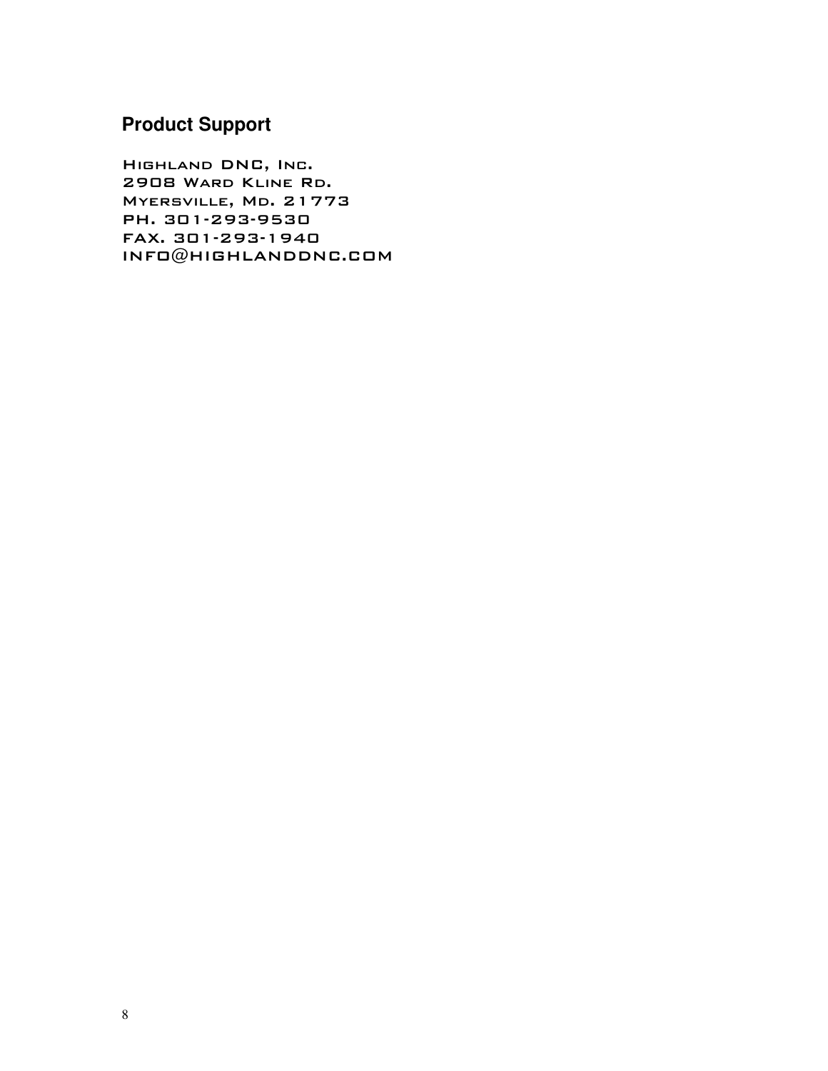## Product Support

Highland DNC, Inc.
2908 Ward Kline Rd.
Myersville, Md. 21773
PH. 301-293-9530
FAX. 301-293-1940
INFO@HIGHLANDDNC.COM